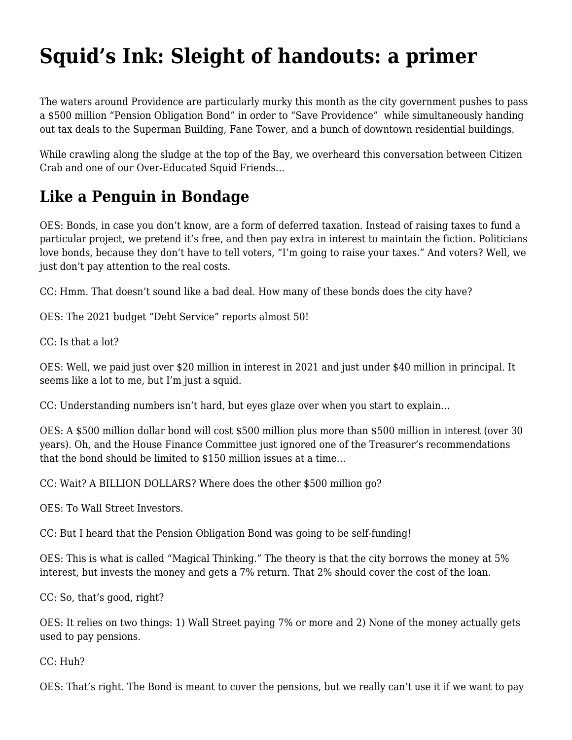# Squid's Ink: Sleight of handouts: a primer

The waters around Providence are particularly murky this month as the city government pushes to pass a $500 million "Pension Obligation Bond" in order to "Save Providence"  while simultaneously handing out tax deals to the Superman Building, Fane Tower, and a bunch of downtown residential buildings.

While crawling along the sludge at the top of the Bay, we overheard this conversation between Citizen Crab and one of our Over-Educated Squid Friends…

## Like a Penguin in Bondage

OES: Bonds, in case you don't know, are a form of deferred taxation. Instead of raising taxes to fund a particular project, we pretend it's free, and then pay extra in interest to maintain the fiction. Politicians love bonds, because they don't have to tell voters, "I'm going to raise your taxes." And voters? Well, we just don't pay attention to the real costs.

CC: Hmm. That doesn't sound like a bad deal. How many of these bonds does the city have?

OES: The 2021 budget "Debt Service" reports almost 50!

CC: Is that a lot?

OES: Well, we paid just over $20 million in interest in 2021 and just under $40 million in principal. It seems like a lot to me, but I'm just a squid.

CC: Understanding numbers isn't hard, but eyes glaze over when you start to explain…

OES: A $500 million dollar bond will cost $500 million plus more than $500 million in interest (over 30 years). Oh, and the House Finance Committee just ignored one of the Treasurer's recommendations that the bond should be limited to $150 million issues at a time…

CC: Wait? A BILLION DOLLARS? Where does the other $500 million go?

OES: To Wall Street Investors.

CC: But I heard that the Pension Obligation Bond was going to be self-funding!

OES: This is what is called "Magical Thinking." The theory is that the city borrows the money at 5% interest, but invests the money and gets a 7% return. That 2% should cover the cost of the loan.

CC: So, that's good, right?

OES: It relies on two things: 1) Wall Street paying 7% or more and 2) None of the money actually gets used to pay pensions.

CC: Huh?

OES: That's right. The Bond is meant to cover the pensions, but we really can't use it if we want to pay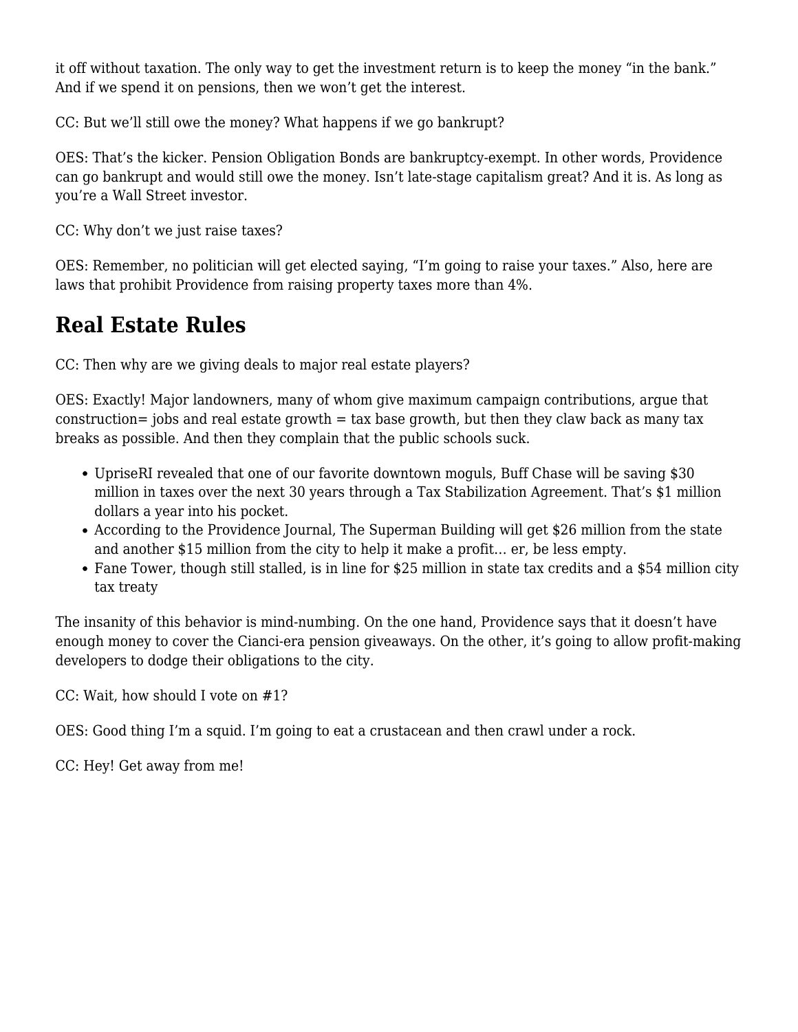it off without taxation. The only way to get the investment return is to keep the money "in the bank." And if we spend it on pensions, then we won't get the interest.

CC: But we'll still owe the money? What happens if we go bankrupt?

OES: That's the kicker. Pension Obligation Bonds are bankruptcy-exempt. In other words, Providence can go bankrupt and would still owe the money. Isn't late-stage capitalism great? And it is. As long as you're a Wall Street investor.

CC: Why don't we just raise taxes?

OES: Remember, no politician will get elected saying, "I'm going to raise your taxes." Also, here are laws that prohibit Providence from raising property taxes more than 4%.

## Real Estate Rules

CC: Then why are we giving deals to major real estate players?

OES: Exactly! Major landowners, many of whom give maximum campaign contributions, argue that construction= jobs and real estate growth = tax base growth, but then they claw back as many tax breaks as possible. And then they complain that the public schools suck.

- UpriseRI revealed that one of our favorite downtown moguls, Buff Chase will be saving $30 million in taxes over the next 30 years through a Tax Stabilization Agreement. That's $1 million dollars a year into his pocket.
- According to the Providence Journal, The Superman Building will get $26 million from the state and another $15 million from the city to help it make a profit… er, be less empty.
- Fane Tower, though still stalled, is in line for $25 million in state tax credits and a $54 million city tax treaty

The insanity of this behavior is mind-numbing. On the one hand, Providence says that it doesn't have enough money to cover the Cianci-era pension giveaways. On the other, it's going to allow profit-making developers to dodge their obligations to the city.

CC: Wait, how should I vote on #1?

OES: Good thing I'm a squid. I'm going to eat a crustacean and then crawl under a rock.

CC: Hey! Get away from me!